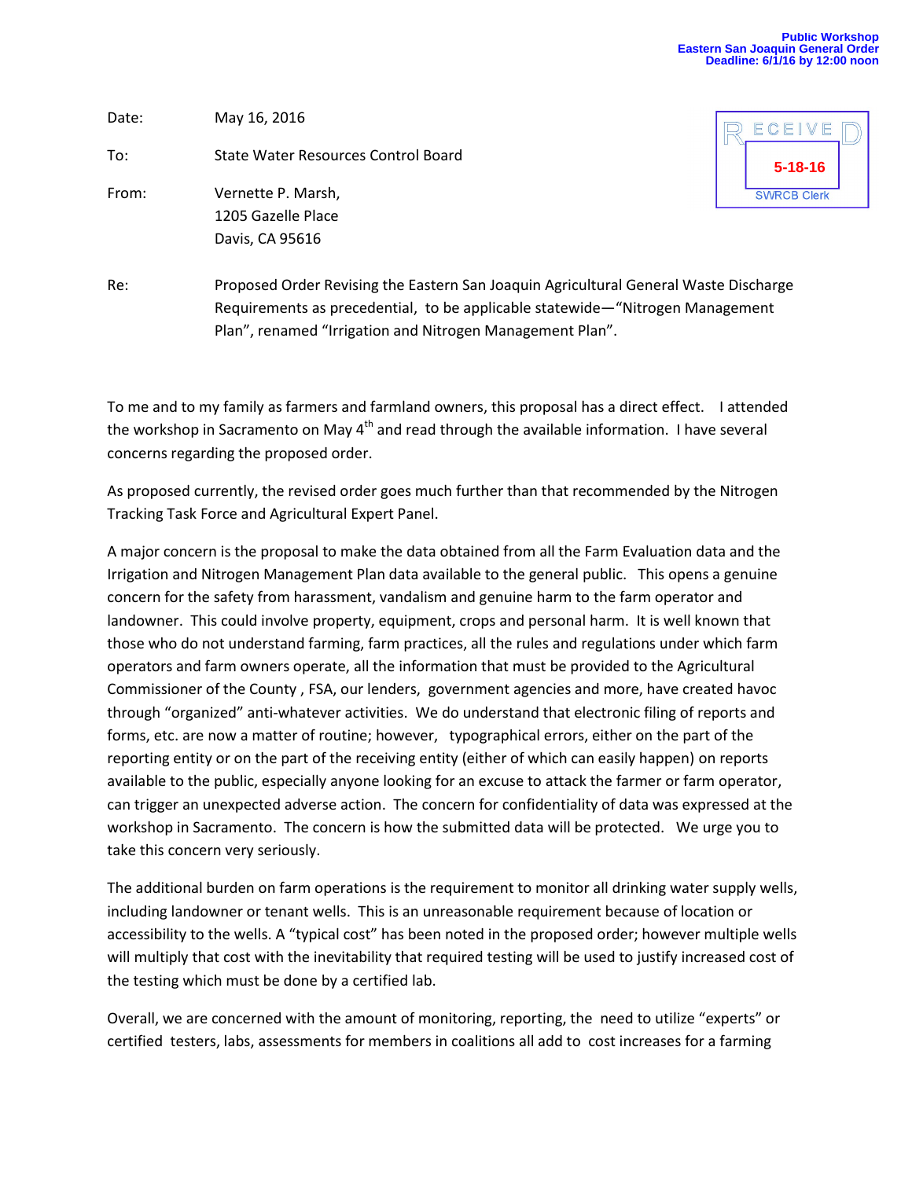Public Workshop
Eastern San Joaquin General Order
Deadline: 6/1/16 by 12:00 noon

RECEIVED
5-18-16
SWRCB Clerk

Date: May 16, 2016

To: State Water Resources Control Board

From: Vernette P. Marsh,
1205 Gazelle Place
Davis, CA 95616

Re: Proposed Order Revising the Eastern San Joaquin Agricultural General Waste Discharge Requirements as precedential, to be applicable statewide—"Nitrogen Management Plan", renamed "Irrigation and Nitrogen Management Plan".

To me and to my family as farmers and farmland owners, this proposal has a direct effect. I attended the workshop in Sacramento on May 4th and read through the available information. I have several concerns regarding the proposed order.

As proposed currently, the revised order goes much further than that recommended by the Nitrogen Tracking Task Force and Agricultural Expert Panel.

A major concern is the proposal to make the data obtained from all the Farm Evaluation data and the Irrigation and Nitrogen Management Plan data available to the general public. This opens a genuine concern for the safety from harassment, vandalism and genuine harm to the farm operator and landowner. This could involve property, equipment, crops and personal harm. It is well known that those who do not understand farming, farm practices, all the rules and regulations under which farm operators and farm owners operate, all the information that must be provided to the Agricultural Commissioner of the County , FSA, our lenders, government agencies and more, have created havoc through "organized" anti-whatever activities. We do understand that electronic filing of reports and forms, etc. are now a matter of routine; however, typographical errors, either on the part of the reporting entity or on the part of the receiving entity (either of which can easily happen) on reports available to the public, especially anyone looking for an excuse to attack the farmer or farm operator, can trigger an unexpected adverse action. The concern for confidentiality of data was expressed at the workshop in Sacramento. The concern is how the submitted data will be protected. We urge you to take this concern very seriously.

The additional burden on farm operations is the requirement to monitor all drinking water supply wells, including landowner or tenant wells. This is an unreasonable requirement because of location or accessibility to the wells. A "typical cost" has been noted in the proposed order; however multiple wells will multiply that cost with the inevitability that required testing will be used to justify increased cost of the testing which must be done by a certified lab.

Overall, we are concerned with the amount of monitoring, reporting, the need to utilize "experts" or certified testers, labs, assessments for members in coalitions all add to cost increases for a farming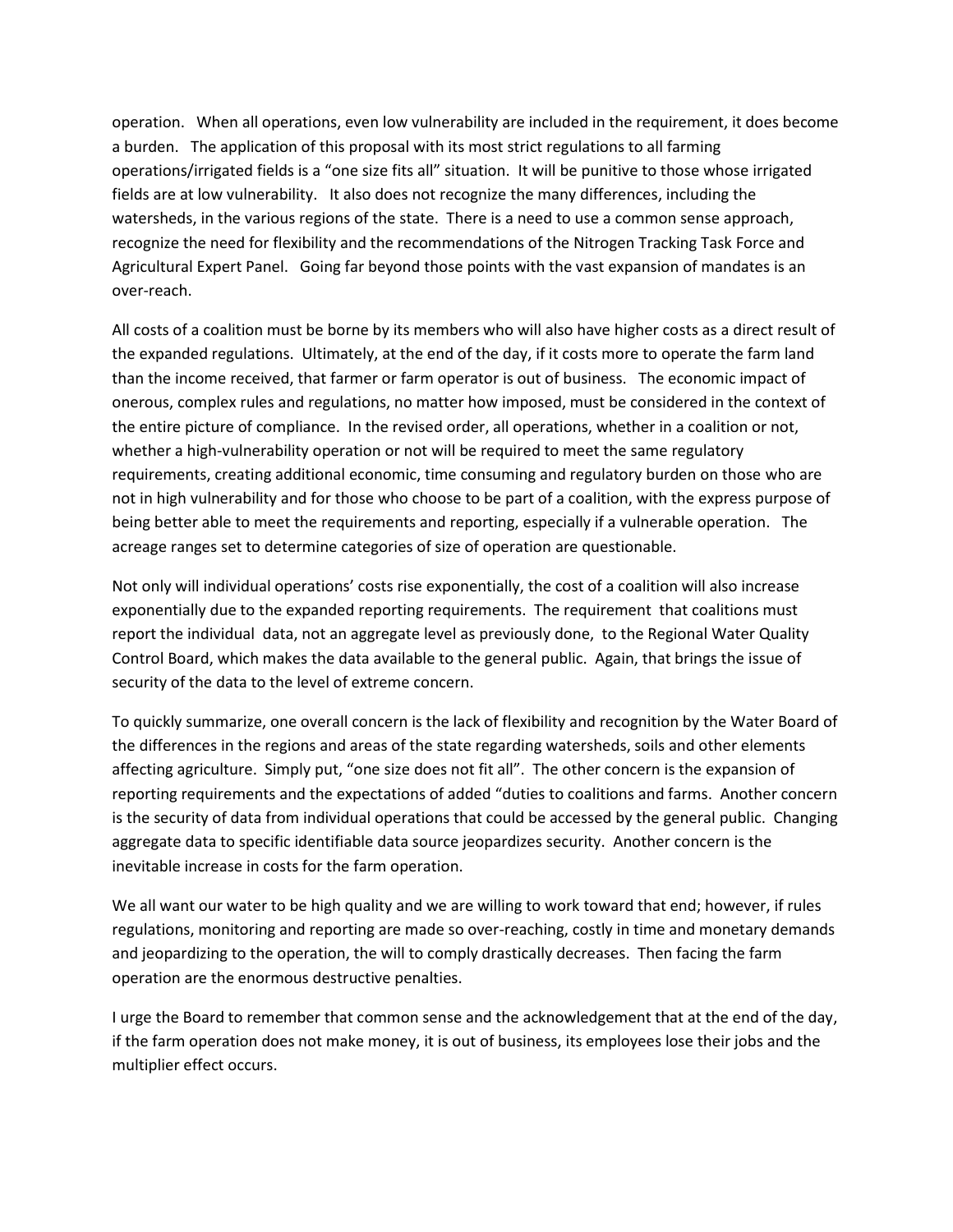operation. When all operations, even low vulnerability are included in the requirement, it does become a burden. The application of this proposal with its most strict regulations to all farming operations/irrigated fields is a "one size fits all" situation. It will be punitive to those whose irrigated fields are at low vulnerability. It also does not recognize the many differences, including the watersheds, in the various regions of the state. There is a need to use a common sense approach, recognize the need for flexibility and the recommendations of the Nitrogen Tracking Task Force and Agricultural Expert Panel. Going far beyond those points with the vast expansion of mandates is an over-reach.

All costs of a coalition must be borne by its members who will also have higher costs as a direct result of the expanded regulations. Ultimately, at the end of the day, if it costs more to operate the farm land than the income received, that farmer or farm operator is out of business. The economic impact of onerous, complex rules and regulations, no matter how imposed, must be considered in the context of the entire picture of compliance. In the revised order, all operations, whether in a coalition or not, whether a high-vulnerability operation or not will be required to meet the same regulatory requirements, creating additional economic, time consuming and regulatory burden on those who are not in high vulnerability and for those who choose to be part of a coalition, with the express purpose of being better able to meet the requirements and reporting, especially if a vulnerable operation. The acreage ranges set to determine categories of size of operation are questionable.

Not only will individual operations' costs rise exponentially, the cost of a coalition will also increase exponentially due to the expanded reporting requirements. The requirement that coalitions must report the individual data, not an aggregate level as previously done, to the Regional Water Quality Control Board, which makes the data available to the general public. Again, that brings the issue of security of the data to the level of extreme concern.

To quickly summarize, one overall concern is the lack of flexibility and recognition by the Water Board of the differences in the regions and areas of the state regarding watersheds, soils and other elements affecting agriculture. Simply put, "one size does not fit all". The other concern is the expansion of reporting requirements and the expectations of added "duties to coalitions and farms. Another concern is the security of data from individual operations that could be accessed by the general public. Changing aggregate data to specific identifiable data source jeopardizes security. Another concern is the inevitable increase in costs for the farm operation.

We all want our water to be high quality and we are willing to work toward that end; however, if rules regulations, monitoring and reporting are made so over-reaching, costly in time and monetary demands and jeopardizing to the operation, the will to comply drastically decreases. Then facing the farm operation are the enormous destructive penalties.

I urge the Board to remember that common sense and the acknowledgement that at the end of the day, if the farm operation does not make money, it is out of business, its employees lose their jobs and the multiplier effect occurs.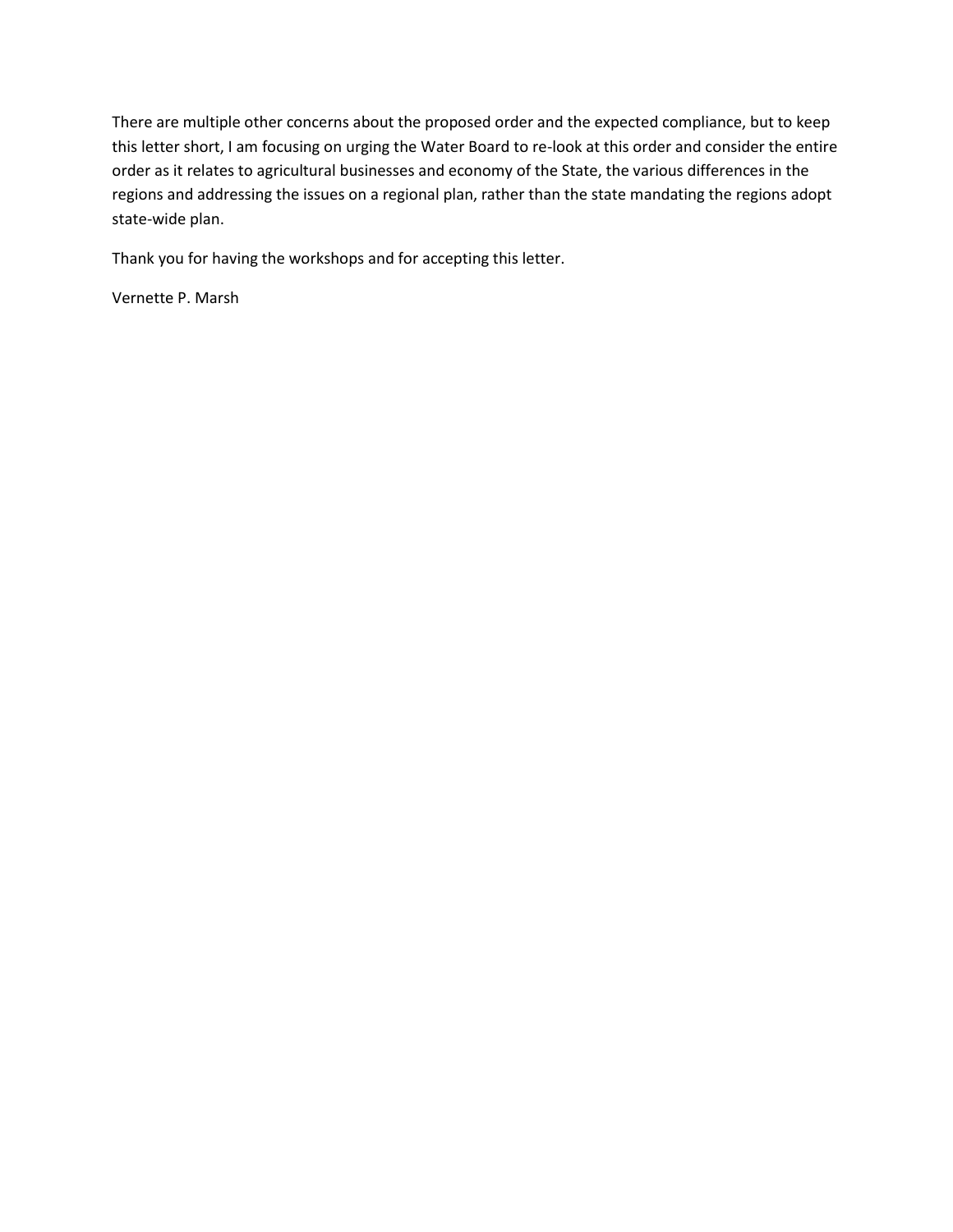There are multiple other concerns about the proposed order and the expected compliance, but to keep this letter short, I am focusing on urging the Water Board to re-look at this order and consider the entire order as it relates to agricultural businesses and economy of the State, the various differences in the regions and addressing the issues on a regional plan, rather than the state mandating the regions adopt state-wide plan.

Thank you for having the workshops and for accepting this letter.

Vernette P. Marsh